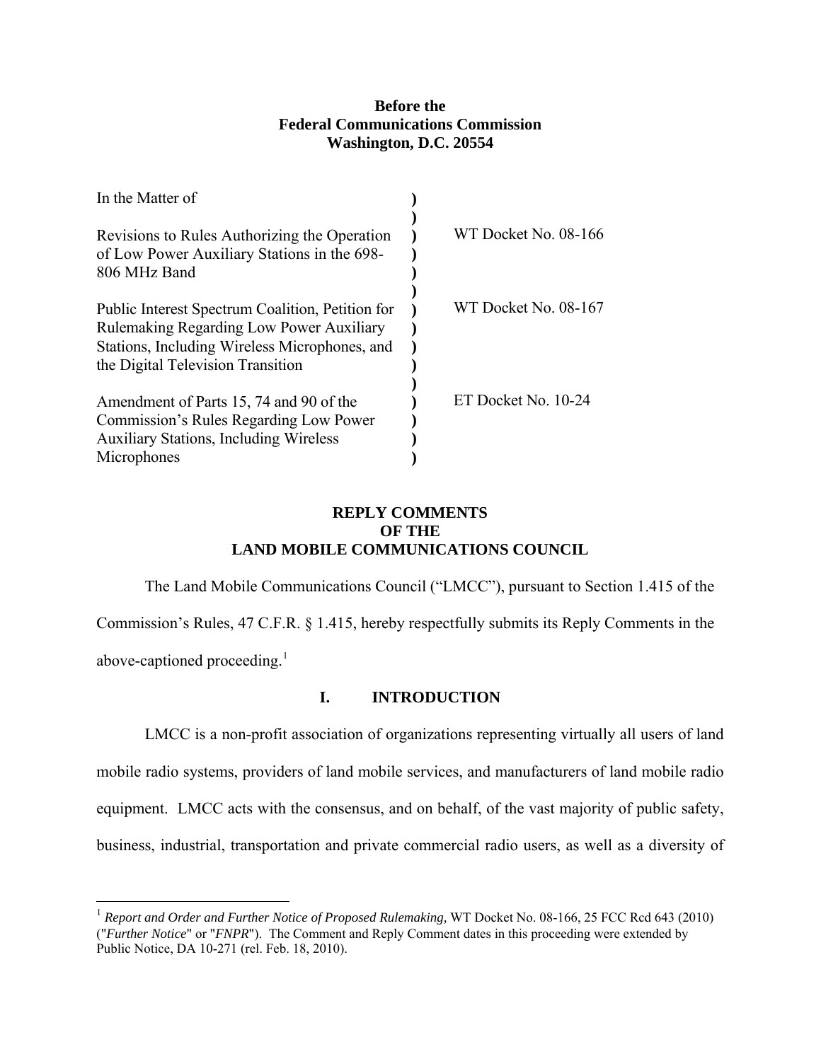**Before the**
**Federal Communications Commission**
**Washington, D.C. 20554**

| In the Matter of | ) | |
|---|---|---|
| Revisions to Rules Authorizing the Operation of Low Power Auxiliary Stations in the 698-806 MHz Band | ) | WT Docket No. 08-166 |
| Public Interest Spectrum Coalition, Petition for Rulemaking Regarding Low Power Auxiliary Stations, Including Wireless Microphones, and the Digital Television Transition | ) | WT Docket No. 08-167 |
| Amendment of Parts 15, 74 and 90 of the Commission's Rules Regarding Low Power Auxiliary Stations, Including Wireless Microphones | ) | ET Docket No. 10-24 |

# REPLY COMMENTS OF THE LAND MOBILE COMMUNICATIONS COUNCIL

The Land Mobile Communications Council ("LMCC"), pursuant to Section 1.415 of the Commission's Rules, 47 C.F.R. § 1.415, hereby respectfully submits its Reply Comments in the above-captioned proceeding.[1]

## I. INTRODUCTION

LMCC is a non-profit association of organizations representing virtually all users of land mobile radio systems, providers of land mobile services, and manufacturers of land mobile radio equipment. LMCC acts with the consensus, and on behalf, of the vast majority of public safety, business, industrial, transportation and private commercial radio users, as well as a diversity of

---

[1] *Report and Order and Further Notice of Proposed Rulemaking,* WT Docket No. 08-166, 25 FCC Rcd 643 (2010) ("*Further Notice*" or "*FNPR*"). The Comment and Reply Comment dates in this proceeding were extended by Public Notice, DA 10-271 (rel. Feb. 18, 2010).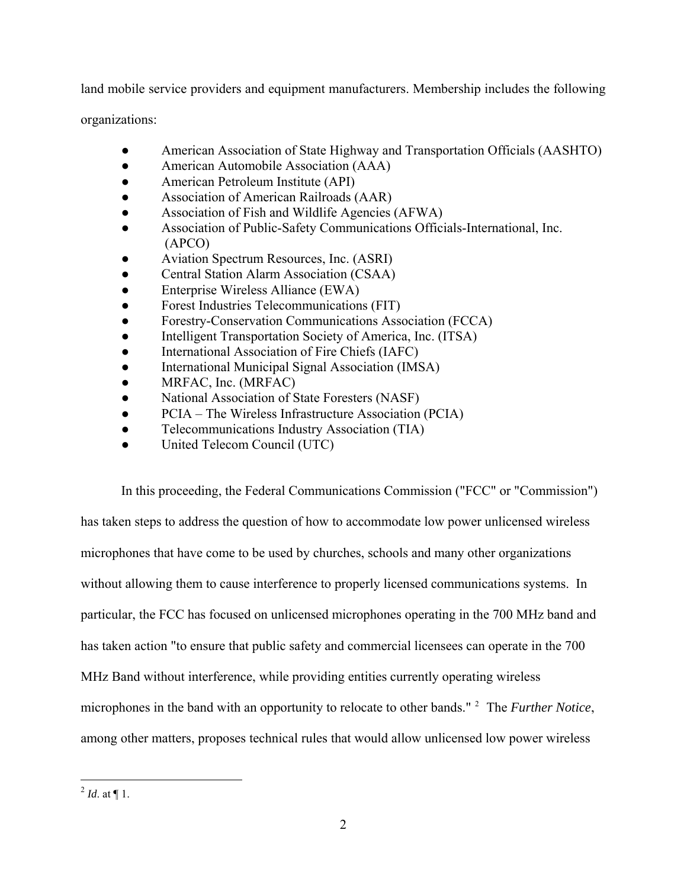land mobile service providers and equipment manufacturers. Membership includes the following organizations:

- American Association of State Highway and Transportation Officials (AASHTO)
- American Automobile Association (AAA)
- American Petroleum Institute (API)
- Association of American Railroads (AAR)
- Association of Fish and Wildlife Agencies (AFWA)
- Association of Public-Safety Communications Officials-International, Inc. (APCO)
- Aviation Spectrum Resources, Inc. (ASRI)
- Central Station Alarm Association (CSAA)
- Enterprise Wireless Alliance (EWA)
- Forest Industries Telecommunications (FIT)
- Forestry-Conservation Communications Association (FCCA)
- Intelligent Transportation Society of America, Inc. (ITSA)
- International Association of Fire Chiefs (IAFC)
- International Municipal Signal Association (IMSA)
- MRFAC, Inc. (MRFAC)
- National Association of State Foresters (NASF)
- PCIA – The Wireless Infrastructure Association (PCIA)
- Telecommunications Industry Association (TIA)
- United Telecom Council (UTC)

In this proceeding, the Federal Communications Commission ("FCC" or "Commission") has taken steps to address the question of how to accommodate low power unlicensed wireless microphones that have come to be used by churches, schools and many other organizations without allowing them to cause interference to properly licensed communications systems. In particular, the FCC has focused on unlicensed microphones operating in the 700 MHz band and has taken action "to ensure that public safety and commercial licensees can operate in the 700 MHz Band without interference, while providing entities currently operating wireless microphones in the band with an opportunity to relocate to other bands." [2] The *Further Notice*, among other matters, proposes technical rules that would allow unlicensed low power wireless

[2] *Id*. at ¶ 1.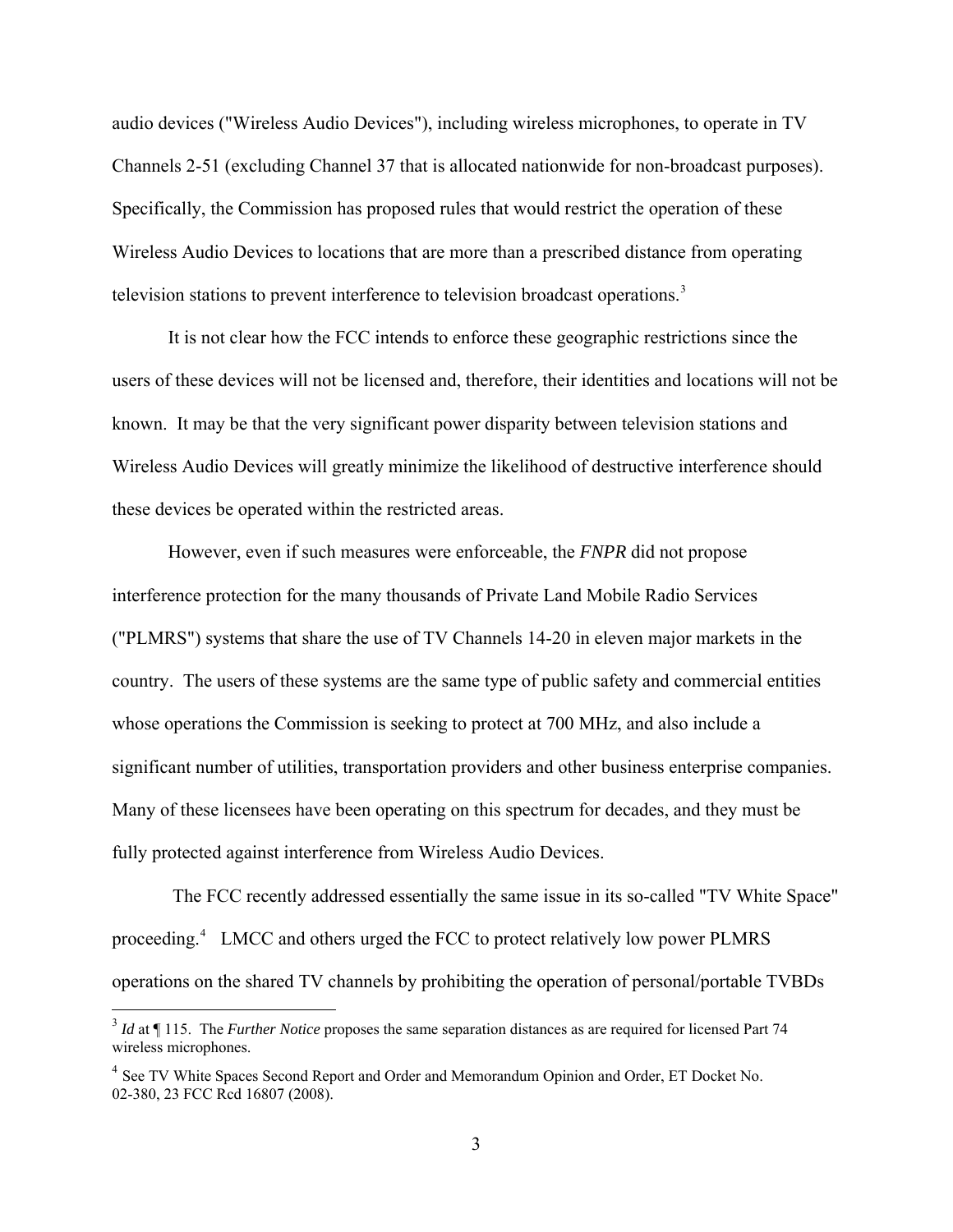audio devices ("Wireless Audio Devices"), including wireless microphones, to operate in TV Channels 2-51 (excluding Channel 37 that is allocated nationwide for non-broadcast purposes). Specifically, the Commission has proposed rules that would restrict the operation of these Wireless Audio Devices to locations that are more than a prescribed distance from operating television stations to prevent interference to television broadcast operations.[3]

It is not clear how the FCC intends to enforce these geographic restrictions since the users of these devices will not be licensed and, therefore, their identities and locations will not be known. It may be that the very significant power disparity between television stations and Wireless Audio Devices will greatly minimize the likelihood of destructive interference should these devices be operated within the restricted areas.

However, even if such measures were enforceable, the *FNPR* did not propose interference protection for the many thousands of Private Land Mobile Radio Services ("PLMRS") systems that share the use of TV Channels 14-20 in eleven major markets in the country. The users of these systems are the same type of public safety and commercial entities whose operations the Commission is seeking to protect at 700 MHz, and also include a significant number of utilities, transportation providers and other business enterprise companies. Many of these licensees have been operating on this spectrum for decades, and they must be fully protected against interference from Wireless Audio Devices.

The FCC recently addressed essentially the same issue in its so-called "TV White Space" proceeding.[4] LMCC and others urged the FCC to protect relatively low power PLMRS operations on the shared TV channels by prohibiting the operation of personal/portable TVBDs

---

[3] *Id* at ¶ 115. The *Further Notice* proposes the same separation distances as are required for licensed Part 74 wireless microphones.

[4] See TV White Spaces Second Report and Order and Memorandum Opinion and Order, ET Docket No. 02-380, 23 FCC Rcd 16807 (2008).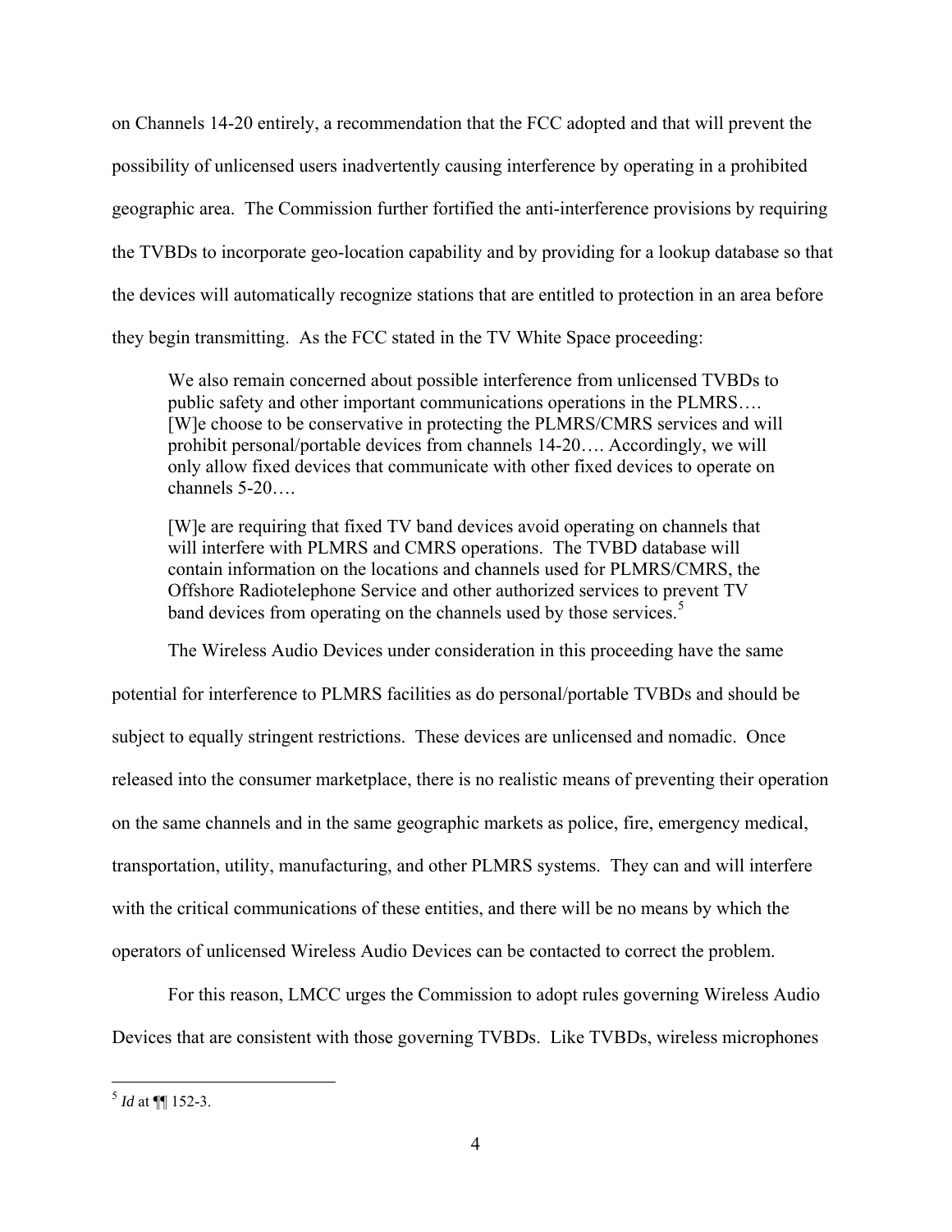on Channels 14-20 entirely, a recommendation that the FCC adopted and that will prevent the possibility of unlicensed users inadvertently causing interference by operating in a prohibited geographic area. The Commission further fortified the anti-interference provisions by requiring the TVBDs to incorporate geo-location capability and by providing for a lookup database so that the devices will automatically recognize stations that are entitled to protection in an area before they begin transmitting. As the FCC stated in the TV White Space proceeding:

> We also remain concerned about possible interference from unlicensed TVBDs to public safety and other important communications operations in the PLMRS…. [W]e choose to be conservative in protecting the PLMRS/CMRS services and will prohibit personal/portable devices from channels 14-20…. Accordingly, we will only allow fixed devices that communicate with other fixed devices to operate on channels 5-20….
>
> [W]e are requiring that fixed TV band devices avoid operating on channels that will interfere with PLMRS and CMRS operations. The TVBD database will contain information on the locations and channels used for PLMRS/CMRS, the Offshore Radiotelephone Service and other authorized services to prevent TV band devices from operating on the channels used by those services.[5]

The Wireless Audio Devices under consideration in this proceeding have the same potential for interference to PLMRS facilities as do personal/portable TVBDs and should be subject to equally stringent restrictions. These devices are unlicensed and nomadic. Once released into the consumer marketplace, there is no realistic means of preventing their operation on the same channels and in the same geographic markets as police, fire, emergency medical, transportation, utility, manufacturing, and other PLMRS systems. They can and will interfere with the critical communications of these entities, and there will be no means by which the operators of unlicensed Wireless Audio Devices can be contacted to correct the problem.

For this reason, LMCC urges the Commission to adopt rules governing Wireless Audio Devices that are consistent with those governing TVBDs. Like TVBDs, wireless microphones

---

[5] *Id* at ¶¶ 152-3.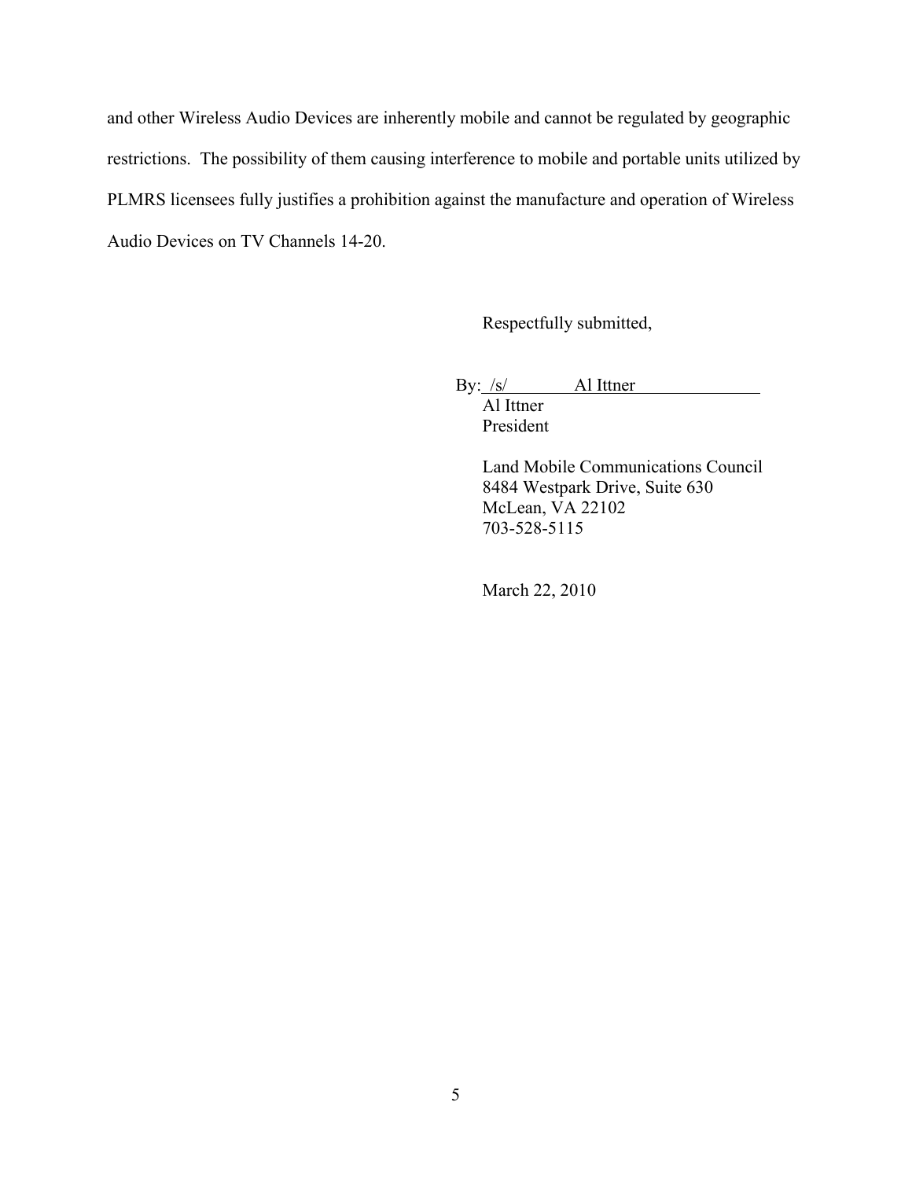and other Wireless Audio Devices are inherently mobile and cannot be regulated by geographic restrictions. The possibility of them causing interference to mobile and portable units utilized by PLMRS licensees fully justifies a prohibition against the manufacture and operation of Wireless Audio Devices on TV Channels 14-20.

Respectfully submitted,

By: /s/ Al Ittner
Al Ittner
President

Land Mobile Communications Council
8484 Westpark Drive, Suite 630
McLean, VA 22102
703-528-5115

March 22, 2010